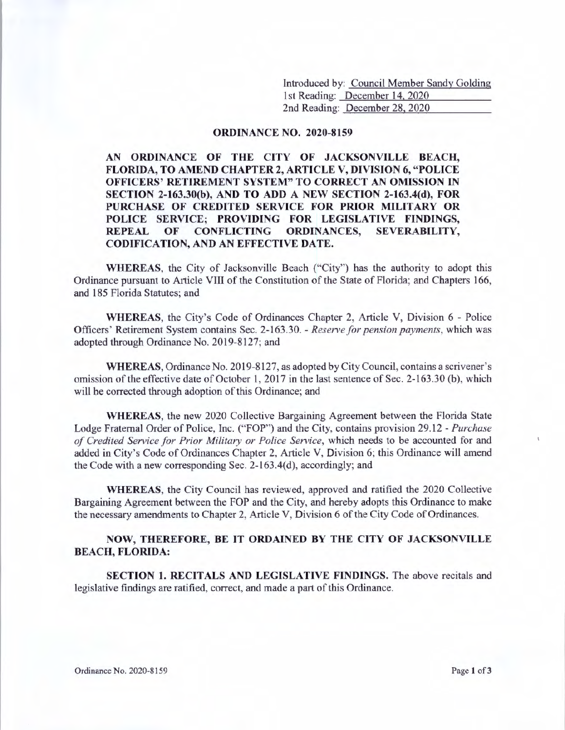Introduced by: Council Member Sandy Golding
1st Reading: December 14, 2020
2nd Reading: December 28, 2020

# ORDINANCE NO. 2020-8159

**AN ORDINANCE OF THE CITY OF JACKSONVILLE BEACH, FLORIDA, TO AMEND CHAPTER 2, ARTICLE V, DIVISION 6, "POLICE OFFICERS' RETIREMENT SYSTEM" TO CORRECT AN OMISSION IN SECTION 2-163.30(b), AND TO ADD A NEW SECTION 2-163.4(d), FOR PURCHASE OF CREDITED SERVICE FOR PRIOR MILITARY OR POLICE SERVICE; PROVIDING FOR LEGISLATIVE FINDINGS, REPEAL OF CONFLICTING ORDINANCES, SEVERABILITY, CODIFICATION, AND AN EFFECTIVE DATE.**

**WHEREAS**, the City of Jacksonville Beach ("City") has the authority to adopt this Ordinance pursuant to Article VIII of the Constitution of the State of Florida; and Chapters 166, and 185 Florida Statutes; and

**WHEREAS**, the City's Code of Ordinances Chapter 2, Article V, Division 6 - Police Officers' Retirement System contains Sec. 2-163.30. - *Reserve for pension payments*, which was adopted through Ordinance No. 2019-8127; and

**WHEREAS**, Ordinance No. 2019-8127, as adopted by City Council, contains a scrivener's omission of the effective date of October 1, 2017 in the last sentence of Sec. 2-163.30 (b), which will be corrected through adoption of this Ordinance; and

**WHEREAS**, the new 2020 Collective Bargaining Agreement between the Florida State Lodge Fraternal Order of Police, Inc. ("FOP") and the City, contains provision 29.12 - *Purchase of Credited Service for Prior Military or Police Service*, which needs to be accounted for and added in City's Code of Ordinances Chapter 2, Article V, Division 6; this Ordinance will amend the Code with a new corresponding Sec. 2-163.4(d), accordingly; and

**WHEREAS**, the City Council has reviewed, approved and ratified the 2020 Collective Bargaining Agreement between the FOP and the City, and hereby adopts this Ordinance to make the necessary amendments to Chapter 2, Article V, Division 6 of the City Code of Ordinances.

**NOW, THEREFORE, BE IT ORDAINED BY THE CITY OF JACKSONVILLE BEACH, FLORIDA:**

**SECTION 1. RECITALS AND LEGISLATIVE FINDINGS.** The above recitals and legislative findings are ratified, correct, and made a part of this Ordinance.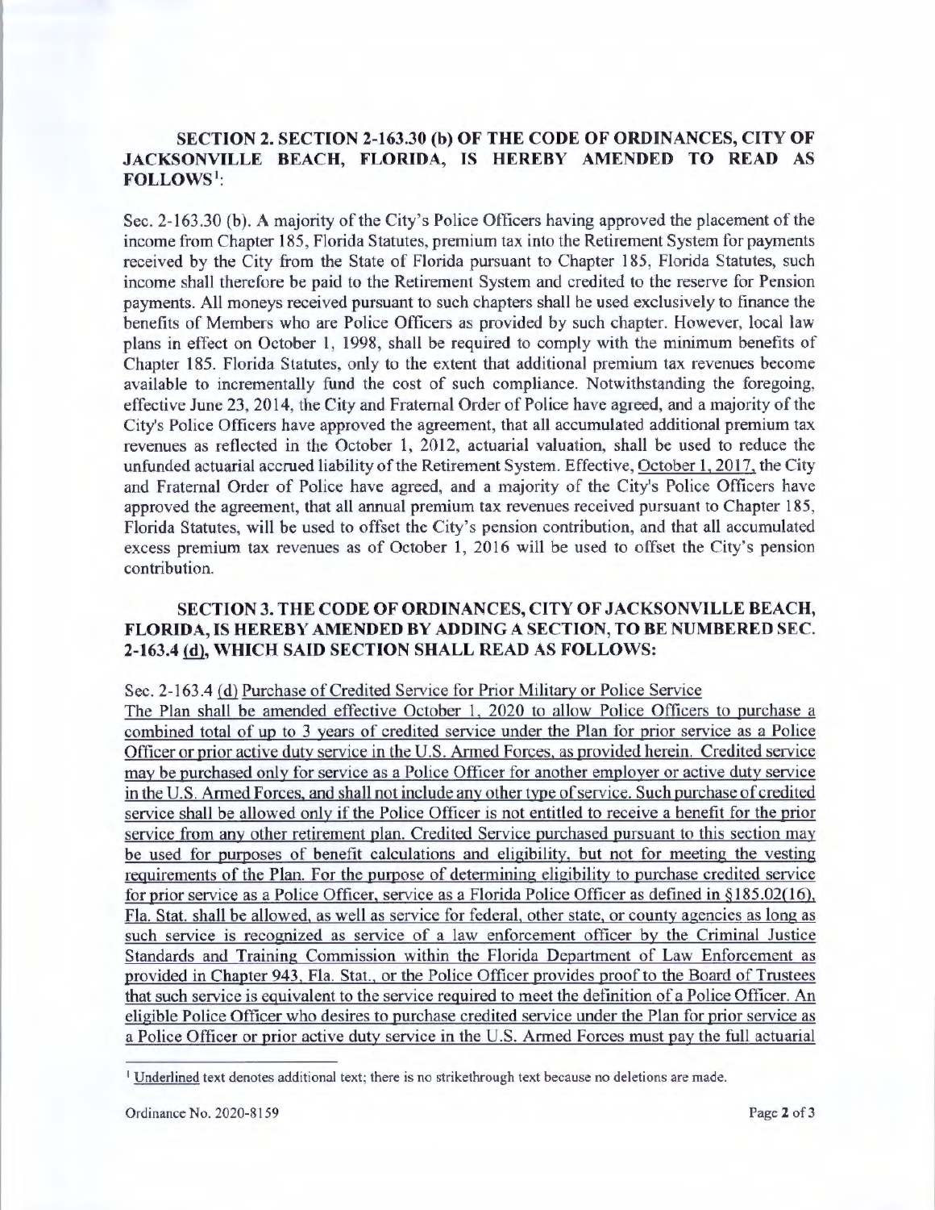**SECTION 2. SECTION 2-163.30 (b) OF THE CODE OF ORDINANCES, CITY OF JACKSONVILLE BEACH, FLORIDA, IS HEREBY AMENDED TO READ AS FOLLOWS[1]:**

Sec. 2-163.30 (b). A majority of the City's Police Officers having approved the placement of the income from Chapter 185, Florida Statutes, premium tax into the Retirement System for payments received by the City from the State of Florida pursuant to Chapter 185, Florida Statutes, such income shall therefore be paid to the Retirement System and credited to the reserve for Pension payments. All moneys received pursuant to such chapters shall be used exclusively to finance the benefits of Members who are Police Officers as provided by such chapter. However, local law plans in effect on October 1, 1998, shall be required to comply with the minimum benefits of Chapter 185. Florida Statutes, only to the extent that additional premium tax revenues become available to incrementally fund the cost of such compliance. Notwithstanding the foregoing, effective June 23, 2014, the City and Fraternal Order of Police have agreed, and a majority of the City's Police Officers have approved the agreement, that all accumulated additional premium tax revenues as reflected in the October 1, 2012, actuarial valuation, shall be used to reduce the unfunded actuarial accrued liability of the Retirement System. Effective, <u>October 1, 2017,</u> the City and Fraternal Order of Police have agreed, and a majority of the City's Police Officers have approved the agreement, that all annual premium tax revenues received pursuant to Chapter 185, Florida Statutes, will be used to offset the City's pension contribution, and that all accumulated excess premium tax revenues as of October 1, 2016 will be used to offset the City's pension contribution.

**SECTION 3. THE CODE OF ORDINANCES, CITY OF JACKSONVILLE BEACH, FLORIDA, IS HEREBY AMENDED BY ADDING A SECTION, TO BE NUMBERED SEC. 2-163.4 <u>(d)</u>, WHICH SAID SECTION SHALL READ AS FOLLOWS:**

Sec. 2-163.4 <u>(d) Purchase of Credited Service for Prior Military or Police Service</u>

<u>The Plan shall be amended effective October 1, 2020 to allow Police Officers to purchase a combined total of up to 3 years of credited service under the Plan for prior service as a Police Officer or prior active duty service in the U.S. Armed Forces, as provided herein. Credited service may be purchased only for service as a Police Officer for another employer or active duty service in the U.S. Armed Forces, and shall not include any other type of service. Such purchase of credited service shall be allowed only if the Police Officer is not entitled to receive a benefit for the prior service from any other retirement plan. Credited Service purchased pursuant to this section may be used for purposes of benefit calculations and eligibility, but not for meeting the vesting requirements of the Plan. For the purpose of determining eligibility to purchase credited service for prior service as a Police Officer, service as a Florida Police Officer as defined in §185.02(16), Fla. Stat. shall be allowed, as well as service for federal, other state, or county agencies as long as such service is recognized as service of a law enforcement officer by the Criminal Justice Standards and Training Commission within the Florida Department of Law Enforcement as provided in Chapter 943, Fla. Stat., or the Police Officer provides proof to the Board of Trustees that such service is equivalent to the service required to meet the definition of a Police Officer. An eligible Police Officer who desires to purchase credited service under the Plan for prior service as a Police Officer or prior active duty service in the U.S. Armed Forces must pay the full actuarial</u>

---

[1] <u>Underlined</u> text denotes additional text; there is no strikethrough text because no deletions are made.

Ordinance No. 2020-8159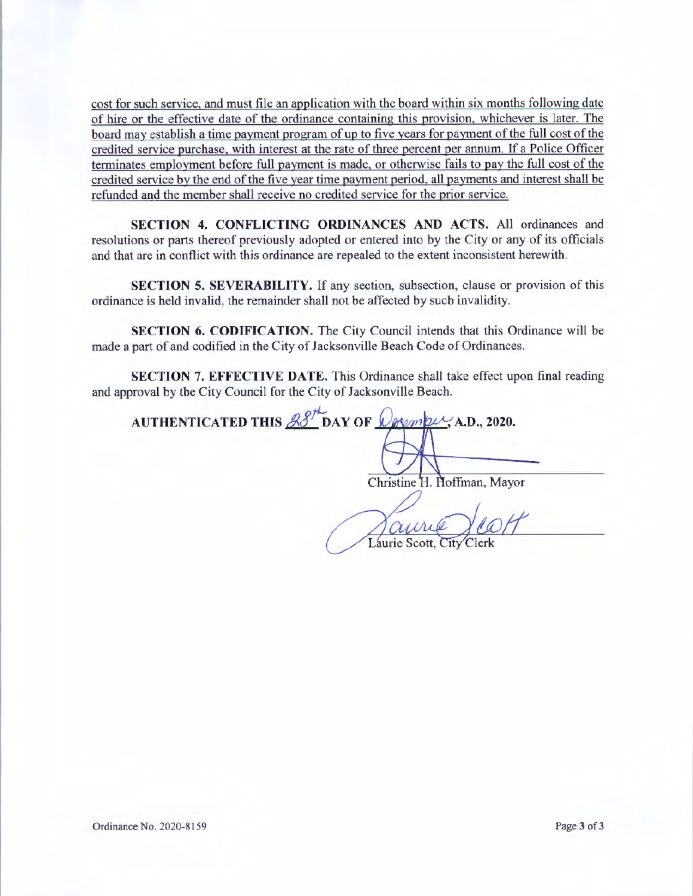cost for such service, and must file an application with the board within six months following date of hire or the effective date of the ordinance containing this provision, whichever is later. The board may establish a time payment program of up to five years for payment of the full cost of the credited service purchase, with interest at the rate of three percent per annum. If a Police Officer terminates employment before full payment is made, or otherwise fails to pay the full cost of the credited service by the end of the five year time payment period, all payments and interest shall be refunded and the member shall receive no credited service for the prior service.

**SECTION 4. CONFLICTING ORDINANCES AND ACTS.** All ordinances and resolutions or parts thereof previously adopted or entered into by the City or any of its officials and that are in conflict with this ordinance are repealed to the extent inconsistent herewith.

**SECTION 5. SEVERABILITY.** If any section, subsection, clause or provision of this ordinance is held invalid, the remainder shall not be affected by such invalidity.

**SECTION 6. CODIFICATION.** The City Council intends that this Ordinance will be made a part of and codified in the City of Jacksonville Beach Code of Ordinances.

**SECTION 7. EFFECTIVE DATE.** This Ordinance shall take effect upon final reading and approval by the City Council for the City of Jacksonville Beach.

**AUTHENTICATED THIS 28th DAY OF December, A.D., 2020.**

Christine H. Hoffman, Mayor

Laurie Scott, City Clerk

Ordinance No. 2020-8159